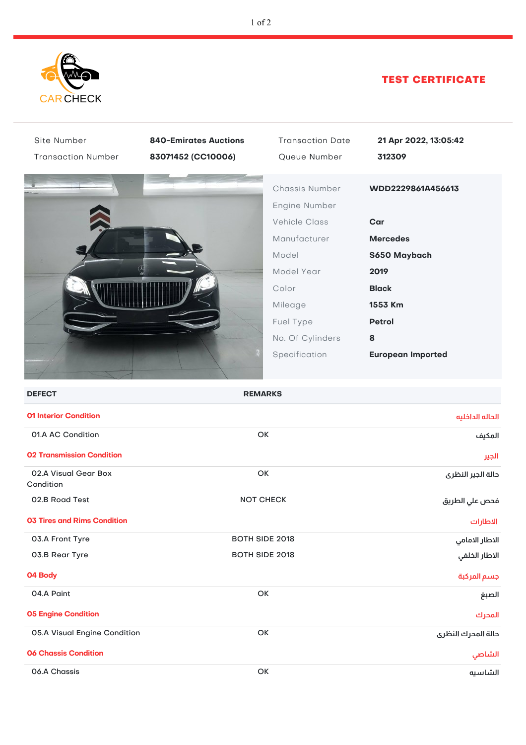CAR CHECK

# TEST CERTIFICATE

| | | | |
|---|---|---|---|
| Site Number | **840-Emirates Auctions** | Transaction Date | **21 Apr 2022, 13:05:42** |
| Transaction Number | **83071452 (CC10006)** | Queue Number | **312309** |

| | |
|---|---|
| Chassis Number | **WDD2229861A456613** |
| Engine Number | |
| Vehicle Class | **Car** |
| Manufacturer | **Mercedes** |
| Model | **S650 Maybach** |
| Model Year | **2019** |
| Color | **Black** |
| Mileage | **1553 Km** |
| Fuel Type | **Petrol** |
| No. Of Cylinders | **8** |
| Specification | **European Imported** |

| DEFECT | REMARKS | |
|---|---|---|
| **01 Interior Condition** | | **الحاله الداخلية** |
| 01.A AC Condition | OK | المكيف |
| **02 Transmission Condition** | | **الجير** |
| 02.A Visual Gear Box Condition | OK | حالة الجير النظرى |
| 02.B Road Test | NOT CHECK | فحص علي الطريق |
| **03 Tires and Rims Condition** | | **الاطارات** |
| 03.A Front Tyre | BOTH SIDE 2018 | الاطار الامامي |
| 03.B Rear Tyre | BOTH SIDE 2018 | الاطار الخلفي |
| **04 Body** | | **جسم المركبة** |
| 04.A Paint | OK | الصبغ |
| **05 Engine Condition** | | **المحرك** |
| 05.A Visual Engine Condition | OK | حالة المحرك النظرى |
| **06 Chassis Condition** | | **الشاصي** |
| 06.A Chassis | OK | الشاسيه |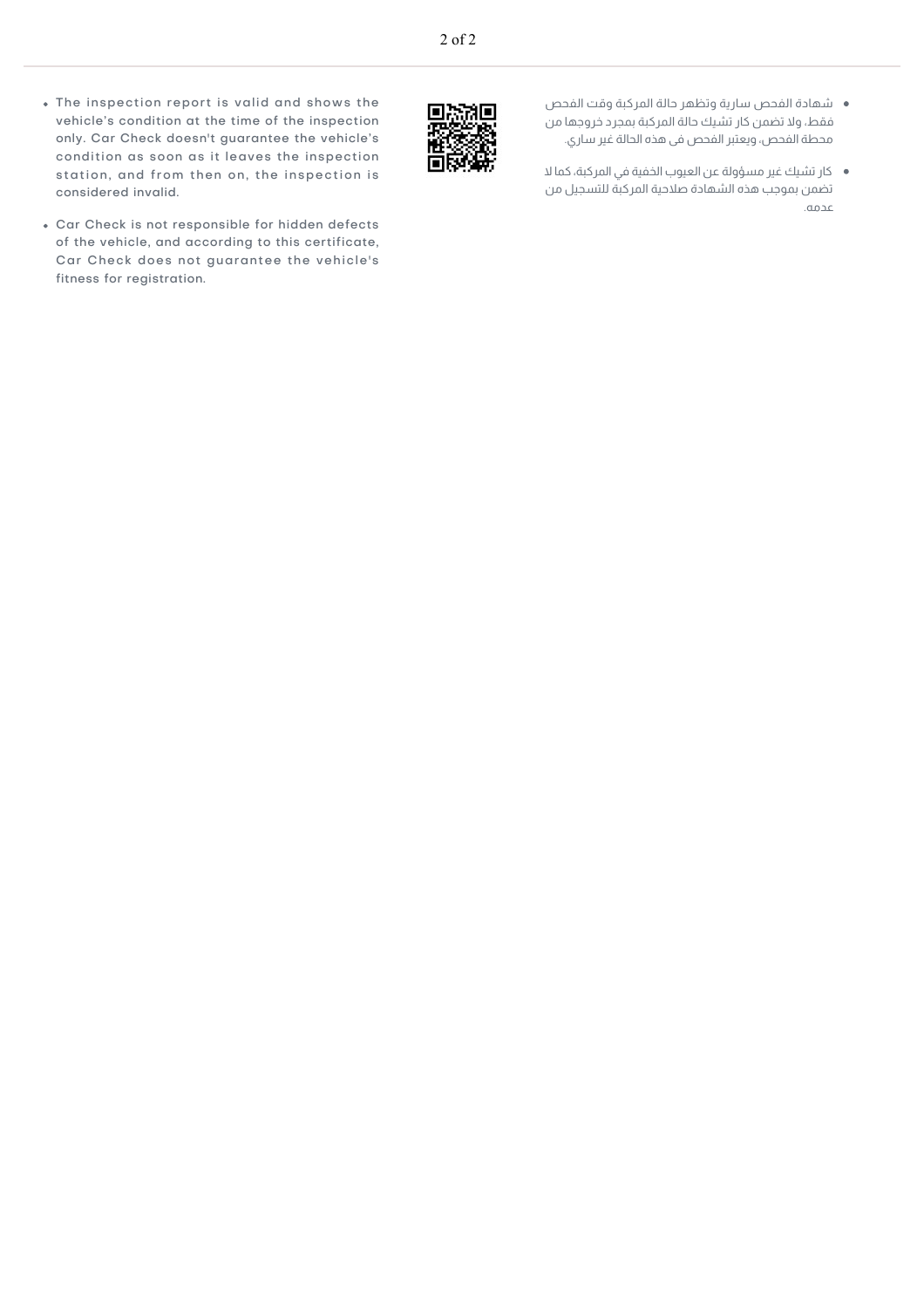- The inspection report is valid and shows the vehicle's condition at the time of the inspection only. Car Check doesn't guarantee the vehicle's condition as soon as it leaves the inspection station, and from then on, the inspection is considered invalid.
- Car Check is not responsible for hidden defects of the vehicle, and according to this certificate, Car Check does not guarantee the vehicle's fitness for registration.

- شهادة الفحص سارية وتظهر حالة المركبة وقت الفحص فقط، ولا تضمن كار تشيك حالة المركبة بمجرد خروجها من محطة الفحص، ويعتبر الفحص في هذه الحالة غير ساري.
- كار تشيك غير مسؤولة عن العيوب الخفية في المركبة، كما لا تضمن بموجب هذه الشهادة صلاحية المركبة للتسجيل من عدمه.